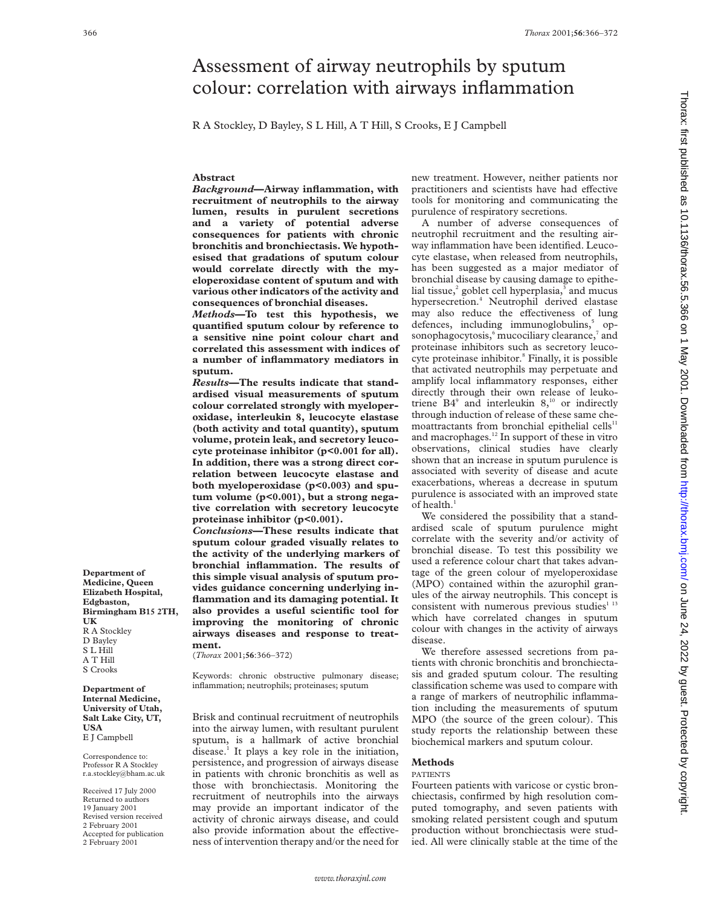# Assessment of airway neutrophils by sputum colour: correlation with airways inflammation

R A Stockley, D Bayley, S L Hill, A T Hill, S Crooks, E J Campbell

## Abstract

***Background*—Airway inflammation, with recruitment of neutrophils to the airway lumen, results in purulent secretions and a variety of potential adverse consequences for patients with chronic bronchitis and bronchiectasis. We hypothesised that gradations of sputum colour would correlate directly with the myeloperoxidase content of sputum and with various other indicators of the activity and consequences of bronchial diseases.**

***Methods*—To test this hypothesis, we quantified sputum colour by reference to a sensitive nine point colour chart and correlated this assessment with indices of a number of inflammatory mediators in sputum.**

***Results*—The results indicate that standardised visual measurements of sputum colour correlated strongly with myeloperoxidase, interleukin 8, leucocyte elastase (both activity and total quantity), sputum volume, protein leak, and secretory leucocyte proteinase inhibitor ($p<0.001$ for all). In addition, there was a strong direct correlation between leucocyte elastase and both myeloperoxidase ($p<0.003$) and sputum volume ($p<0.001$), but a strong negative correlation with secretory leucocyte proteinase inhibitor ($p<0.001$).**

***Conclusions*—These results indicate that sputum colour graded visually relates to the activity of the underlying markers of bronchial inflammation. The results of this simple visual analysis of sputum provides guidance concerning underlying inflammation and its damaging potential. It also provides a useful scientific tool for improving the monitoring of chronic airways diseases and response to treatment.**

(*Thorax* 2001;**56**:366–372)

Keywords: chronic obstructive pulmonary disease; inflammation; neutrophils; proteinases; sputum

**Department of Medicine, Queen Elizabeth Hospital, Edgbaston, Birmingham B15 2TH, UK**
R A Stockley
D Bayley
S L Hill
A T Hill
S Crooks

**Department of Internal Medicine, University of Utah, Salt Lake City, UT, USA**
E J Campbell

Correspondence to: Professor R A Stockley r.a.stockley@bham.ac.uk

Received 17 July 2000
Returned to authors 19 January 2001
Revised version received 2 February 2001
Accepted for publication 2 February 2001

Brisk and continual recruitment of neutrophils into the airway lumen, with resultant purulent sputum, is a hallmark of active bronchial disease.[1] It plays a key role in the initiation, persistence, and progression of airways disease in patients with chronic bronchitis as well as those with bronchiectasis. Monitoring the recruitment of neutrophils into the airways may provide an important indicator of the activity of chronic airways disease, and could also provide information about the effectiveness of intervention therapy and/or the need for new treatment. However, neither patients nor practitioners and scientists have had effective tools for monitoring and communicating the purulence of respiratory secretions.

A number of adverse consequences of neutrophil recruitment and the resulting airway inflammation have been identified. Leucocyte elastase, when released from neutrophils, has been suggested as a major mediator of bronchial disease by causing damage to epithelial tissue,[2] goblet cell hyperplasia,[3] and mucus hypersecretion.[4] Neutrophil derived elastase may also reduce the effectiveness of lung defences, including immunoglobulins,[5] opsonophagocytosis,[6] mucociliary clearance,[7] and proteinase inhibitors such as secretory leucocyte proteinase inhibitor.[8] Finally, it is possible that activated neutrophils may perpetuate and amplify local inflammatory responses, either directly through their own release of leukotriene B4[9] and interleukin 8,[10] or indirectly through induction of release of these same chemoattractants from bronchial epithelial cells[11] and macrophages.[12] In support of these in vitro observations, clinical studies have clearly shown that an increase in sputum purulence is associated with severity of disease and acute exacerbations, whereas a decrease in sputum purulence is associated with an improved state of health.[1]

We considered the possibility that a standardised scale of sputum purulence might correlate with the severity and/or activity of bronchial disease. To test this possibility we used a reference colour chart that takes advantage of the green colour of myeloperoxidase (MPO) contained within the azurophil granules of the airway neutrophils. This concept is consistent with numerous previous studies[1,13] which have correlated changes in sputum colour with changes in the activity of airways disease.

We therefore assessed secretions from patients with chronic bronchitis and bronchiectasis and graded sputum colour. The resulting classification scheme was used to compare with a range of markers of neutrophilic inflammation including the measurements of sputum MPO (the source of the green colour). This study reports the relationship between these biochemical markers and sputum colour.

## Methods

### PATIENTS

Fourteen patients with varicose or cystic bronchiectasis, confirmed by high resolution computed tomography, and seven patients with smoking related persistent cough and sputum production without bronchiectasis were studied. All were clinically stable at the time of the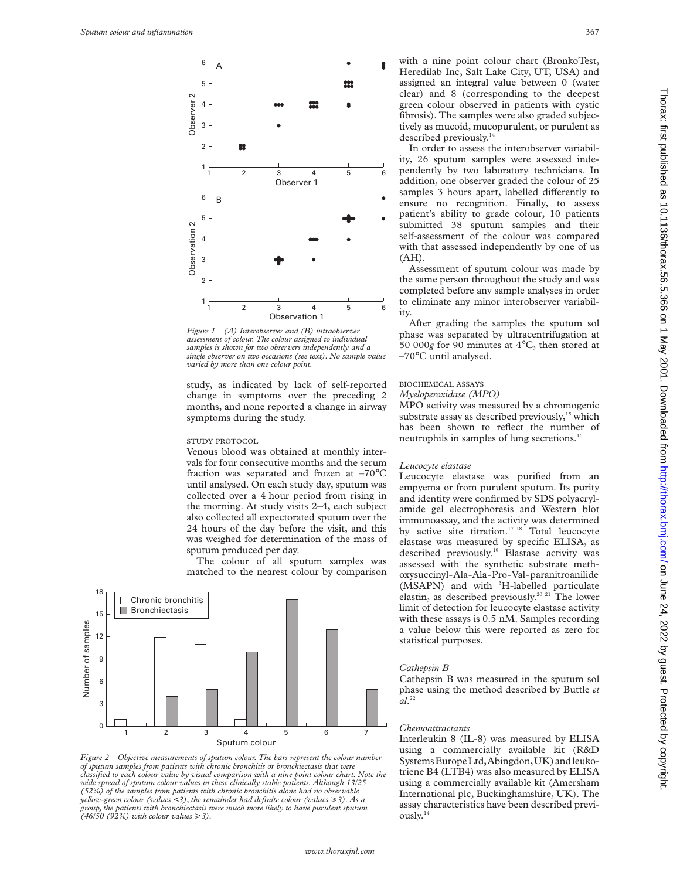Figure 1 (A) Interobserver and (B) intraobserver assessment of colour. The colour assigned to individual samples is shown for two observers independently and a single observer on two occasions (see text). No sample value varied by more than one colour point.

study, as indicated by lack of self-reported change in symptoms over the preceding 2 months, and none reported a change in airway symptoms during the study.

### STUDY PROTOCOL

Venous blood was obtained at monthly intervals for four consecutive months and the serum fraction was separated and frozen at –70°C until analysed. On each study day, sputum was collected over a 4 hour period from rising in the morning. At study visits 2–4, each subject also collected all expectorated sputum over the 24 hours of the day before the visit, and this was weighed for determination of the mass of sputum produced per day.

The colour of all sputum samples was matched to the nearest colour by comparison with a nine point colour chart (BronkoTest, Heredilab Inc, Salt Lake City, UT, USA) and assigned an integral value between 0 (water clear) and 8 (corresponding to the deepest green colour observed in patients with cystic fibrosis). The samples were also graded subjectively as mucoid, mucopurulent, or purulent as described previously.[14]

In order to assess the interobserver variability, 26 sputum samples were assessed independently by two laboratory technicians. In addition, one observer graded the colour of 25 samples 3 hours apart, labelled differently to ensure no recognition. Finally, to assess patient's ability to grade colour, 10 patients submitted 38 sputum samples and their self-assessment of the colour was compared with that assessed independently by one of us (AH).

Assessment of sputum colour was made by the same person throughout the study and was completed before any sample analyses in order to eliminate any minor interobserver variability.

After grading the samples the sputum sol phase was separated by ultracentrifugation at 50 000*g* for 90 minutes at 4°C, then stored at –70°C until analysed.

Figure 2 Objective measurements of sputum colour. The bars represent the colour number of sputum samples from patients with chronic bronchitis or bronchiectasis that were classified to each colour value by visual comparison with a nine point colour chart. Note the wide spread of sputum colour values in these clinically stable patients. Although 13/25 (52%) of the samples from patients with chronic bronchitis alone had no observable yellow-green colour (values <3), the remainder had definite colour (values ≥3). As a group, the patients with bronchiectasis were much more likely to have purulent sputum (46/50 (92%) with colour values ≥3).

### BIOCHEMICAL ASSAYS

#### *Myeloperoxidase (MPO)*

MPO activity was measured by a chromogenic substrate assay as described previously,[15] which has been shown to reflect the number of neutrophils in samples of lung secretions.[16]

#### *Leucocyte elastase*

Leucocyte elastase was purified from an empyema or from purulent sputum. Its purity and identity were confirmed by SDS polyacrylamide gel electrophoresis and Western blot immunoassay, and the activity was determined by active site titration.[17,18] Total leucocyte elastase was measured by specific ELISA, as described previously.[19] Elastase activity was assessed with the synthetic substrate methoxysuccinyl-Ala-Ala-Pro-Val-paranitroanilide (MSAPN) and with $^{3}$H-labelled particulate elastin, as described previously.[20,21] The lower limit of detection for leucocyte elastase activity with these assays is 0.5 nM. Samples recording a value below this were reported as zero for statistical purposes.

#### *Cathepsin B*

Cathepsin B was measured in the sputum sol phase using the method described by Buttle *et al*.[22]

#### *Chemoattractants*

Interleukin 8 (IL-8) was measured by ELISA using a commercially available kit (R&D Systems Europe Ltd, Abingdon, UK) and leukotriene B4 (LTB4) was also measured by ELISA using a commercially available kit (Amersham International plc, Buckinghamshire, UK). The assay characteristics have been described previously.[14]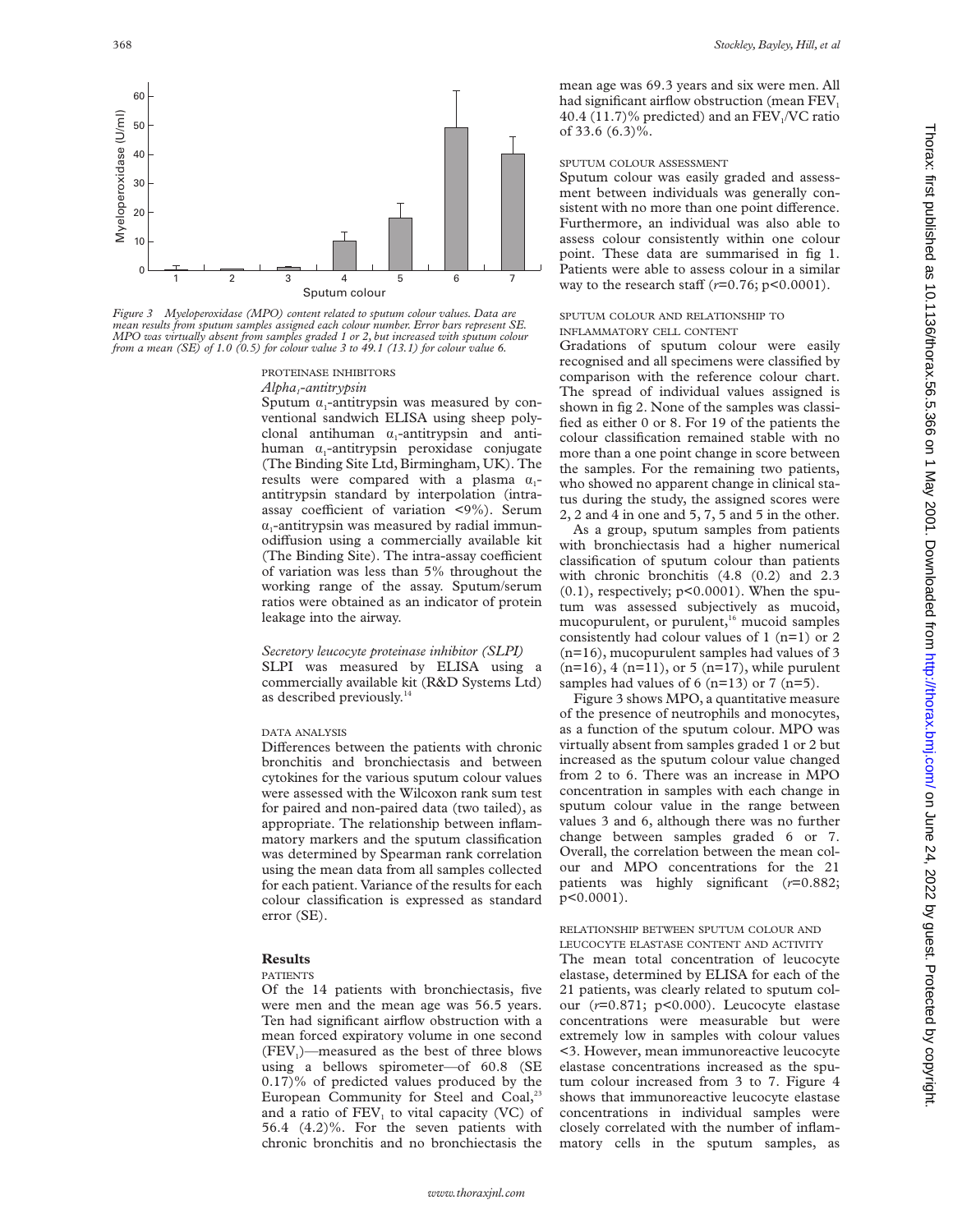Figure 3 Myeloperoxidase (MPO) content related to sputum colour values. Data are mean results from sputum samples assigned each colour number. Error bars represent SE. MPO was virtually absent from samples graded 1 or 2, but increased with sputum colour from a mean (SE) of 1.0 (0.5) for colour value 3 to 49.1 (13.1) for colour value 6.

#### PROTEINASE INHIBITORS

*Alpha$_1$-antitrypsin*

Sputum $\alpha_1$-antitrypsin was measured by conventional sandwich ELISA using sheep polyclonal antihuman $\alpha_1$-antitrypsin and antihuman $\alpha_1$-antitrypsin peroxidase conjugate (The Binding Site Ltd, Birmingham, UK). The results were compared with a plasma $\alpha_1$-antitrypsin standard by interpolation (intra-assay coefficient of variation <9%). Serum $\alpha_1$-antitrypsin was measured by radial immunodiffusion using a commercially available kit (The Binding Site). The intra-assay coefficient of variation was less than 5% throughout the working range of the assay. Sputum/serum ratios were obtained as an indicator of protein leakage into the airway.

*Secretory leucocyte proteinase inhibitor (SLPI)*

SLPI was measured by ELISA using a commercially available kit (R&D Systems Ltd) as described previously.[14]

#### DATA ANALYSIS

Differences between the patients with chronic bronchitis and bronchiectasis and between cytokines for the various sputum colour values were assessed with the Wilcoxon rank sum test for paired and non-paired data (two tailed), as appropriate. The relationship between inflammatory markers and the sputum classification was determined by Spearman rank correlation using the mean data from all samples collected for each patient. Variance of the results for each colour classification is expressed as standard error (SE).

## Results

#### PATIENTS

Of the 14 patients with bronchiectasis, five were men and the mean age was 56.5 years. Ten had significant airflow obstruction with a mean forced expiratory volume in one second ($FEV_1$)—measured as the best of three blows using a bellows spirometer—of 60.8 (SE 0.17)% of predicted values produced by the European Community for Steel and Coal,[23] and a ratio of $FEV_1$ to vital capacity (VC) of 56.4 (4.2)%. For the seven patients with chronic bronchitis and no bronchiectasis the mean age was 69.3 years and six were men. All had significant airflow obstruction (mean $FEV_1$ 40.4 (11.7)% predicted) and an $FEV_1$/VC ratio of 33.6 (6.3)%.

#### SPUTUM COLOUR ASSESSMENT

Sputum colour was easily graded and assessment between individuals was generally consistent with no more than one point difference. Furthermore, an individual was also able to assess colour consistently within one colour point. These data are summarised in fig 1. Patients were able to assess colour in a similar way to the research staff ($r$=0.76; $p<0.0001$).

#### SPUTUM COLOUR AND RELATIONSHIP TO INFLAMMATORY CELL CONTENT

Gradations of sputum colour were easily recognised and all specimens were classified by comparison with the reference colour chart. The spread of individual values assigned is shown in fig 2. None of the samples was classified as either 0 or 8. For 19 of the patients the colour classification remained stable with no more than a one point change in score between the samples. For the remaining two patients, who showed no apparent change in clinical status during the study, the assigned scores were 2, 2 and 4 in one and 5, 7, 5 and 5 in the other.

As a group, sputum samples from patients with bronchiectasis had a higher numerical classification of sputum colour than patients with chronic bronchitis (4.8 (0.2) and 2.3 (0.1), respectively; $p<0.0001$). When the sputum was assessed subjectively as mucoid, mucopurulent, or purulent,[16] mucoid samples consistently had colour values of 1 (n=1) or 2 (n=16), mucopurulent samples had values of 3 (n=16), 4 (n=11), or 5 (n=17), while purulent samples had values of 6 (n=13) or 7 (n=5).

Figure 3 shows MPO, a quantitative measure of the presence of neutrophils and monocytes, as a function of the sputum colour. MPO was virtually absent from samples graded 1 or 2 but increased as the sputum colour value changed from 2 to 6. There was an increase in MPO concentration in samples with each change in sputum colour value in the range between values 3 and 6, although there was no further change between samples graded 6 or 7. Overall, the correlation between the mean colour and MPO concentrations for the 21 patients was highly significant ($r$=0.882; $p<0.0001$).

#### RELATIONSHIP BETWEEN SPUTUM COLOUR AND LEUCOCYTE ELASTASE CONTENT AND ACTIVITY

The mean total concentration of leucocyte elastase, determined by ELISA for each of the 21 patients, was clearly related to sputum colour ($r$=0.871; $p<0.000$). Leucocyte elastase concentrations were measurable but were extremely low in samples with colour values <3. However, mean immunoreactive leucocyte elastase concentrations increased as the sputum colour increased from 3 to 7. Figure 4 shows that immunoreactive leucocyte elastase concentrations in individual samples were closely correlated with the number of inflammatory cells in the sputum samples, as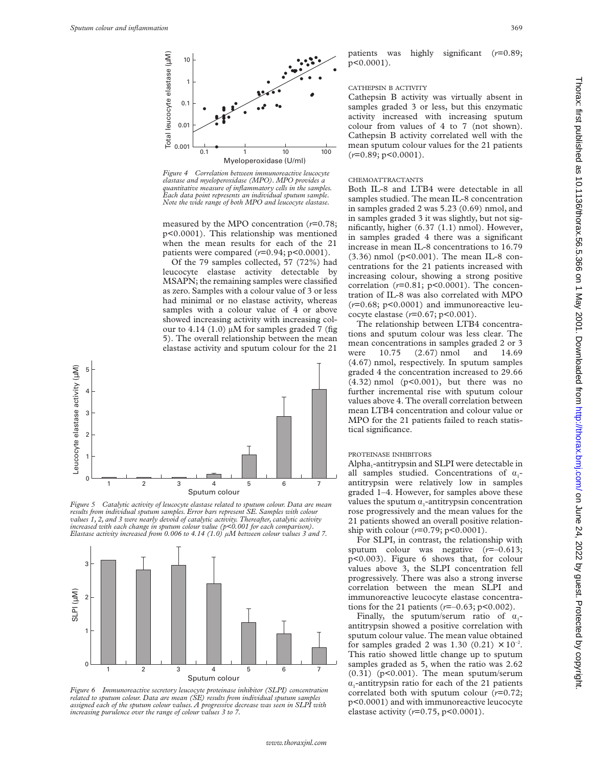*Figure 4 Correlation between immunoreactive leucocyte elastase and myeloperoxidase (MPO). MPO provides a quantitative measure of inflammatory cells in the samples. Each data point represents an individual sputum sample. Note the wide range of both MPO and leucocyte elastase.*

measured by the MPO concentration ($r$=0.78; p<0.0001). This relationship was mentioned when the mean results for each of the 21 patients were compared ($r$=0.94; p<0.0001).

Of the 79 samples collected, 57 (72%) had leucocyte elastase activity detectable by MSAPN; the remaining samples were classified as zero. Samples with a colour value of 3 or less had minimal or no elastase activity, whereas samples with a colour value of 4 or above showed increasing activity with increasing colour to 4.14 (1.0) μM for samples graded 7 (fig 5). The overall relationship between the mean elastase activity and sputum colour for the 21 patients was highly significant ($r$=0.89; p<0.0001).

*Figure 5 Catalytic activity of leucocyte elastase related to sputum colour. Data are mean results from individual sputum samples. Error bars represent SE. Samples with colour values 1, 2, and 3 were nearly devoid of catalytic activity. Thereafter, catalytic activity increased with each change in sputum colour value (p<0.001 for each comparison). Elastase activity increased from 0.006 to 4.14 (1.0) μM between colour values 3 and 7.*

*Figure 6 Immunoreactive secretory leucocyte proteinase inhibitor (SLPI) concentration related to sputum colour. Data are mean (SE) results from individual sputum samples assigned each of the sputum colour values. A progressive decrease was seen in SLPI with increasing purulence over the range of colour values 3 to 7.*

### CATHEPSIN B ACTIVITY

Cathepsin B activity was virtually absent in samples graded 3 or less, but this enzymatic activity increased with increasing sputum colour from values of 4 to 7 (not shown). Cathepsin B activity correlated well with the mean sputum colour values for the 21 patients ($r$=0.89; p<0.0001).

### CHEMOATTRACTANTS

Both IL-8 and LTB4 were detectable in all samples studied. The mean IL-8 concentration in samples graded 2 was 5.23 (0.69) nmol, and in samples graded 3 it was slightly, but not significantly, higher (6.37 (1.1) nmol). However, in samples graded 4 there was a significant increase in mean IL-8 concentrations to 16.79 (3.36) nmol (p<0.001). The mean IL-8 concentrations for the 21 patients increased with increasing colour, showing a strong positive correlation ($r$=0.81; p<0.0001). The concentration of IL-8 was also correlated with MPO ($r$=0.68; p<0.0001) and immunoreactive leucocyte elastase ($r$=0.67; p<0.001).

The relationship between LTB4 concentrations and sputum colour was less clear. The mean concentrations in samples graded 2 or 3 were 10.75 (2.67) nmol and 14.69 (4.67) nmol, respectively. In sputum samples graded 4 the concentration increased to 29.66 (4.32) nmol (p<0.001), but there was no further incremental rise with sputum colour values above 4. The overall correlation between mean LTB4 concentration and colour value or MPO for the 21 patients failed to reach statistical significance.

### PROTEINASE INHIBITORS

Alpha$_1$-antitrypsin and SLPI were detectable in all samples studied. Concentrations of $\alpha_1$-antitrypsin were relatively low in samples graded 1–4. However, for samples above these values the sputum $\alpha_1$-antitrypsin concentration rose progressively and the mean values for the 21 patients showed an overall positive relationship with colour ($r$=0.79; p<0.0001).

For SLPI, in contrast, the relationship with sputum colour was negative ($r$=–0.613; p<0.003). Figure 6 shows that, for colour values above 3, the SLPI concentration fell progressively. There was also a strong inverse correlation between the mean SLPI and immunoreactive leucocyte elastase concentrations for the 21 patients ($r$=–0.63; p<0.002).

Finally, the sputum/serum ratio of $\alpha_1$-antitrypsin showed a positive correlation with sputum colour value. The mean value obtained for samples graded 2 was 1.30 (0.21) $\times 10^{-2}$. This ratio showed little change up to sputum samples graded as 5, when the ratio was 2.62 (0.31) (p<0.001). The mean sputum/serum $\alpha_1$-antitrypsin ratio for each of the 21 patients correlated both with sputum colour ($r$=0.72; p<0.0001) and with immunoreactive leucocyte elastase activity ($r$=0.75, p<0.0001).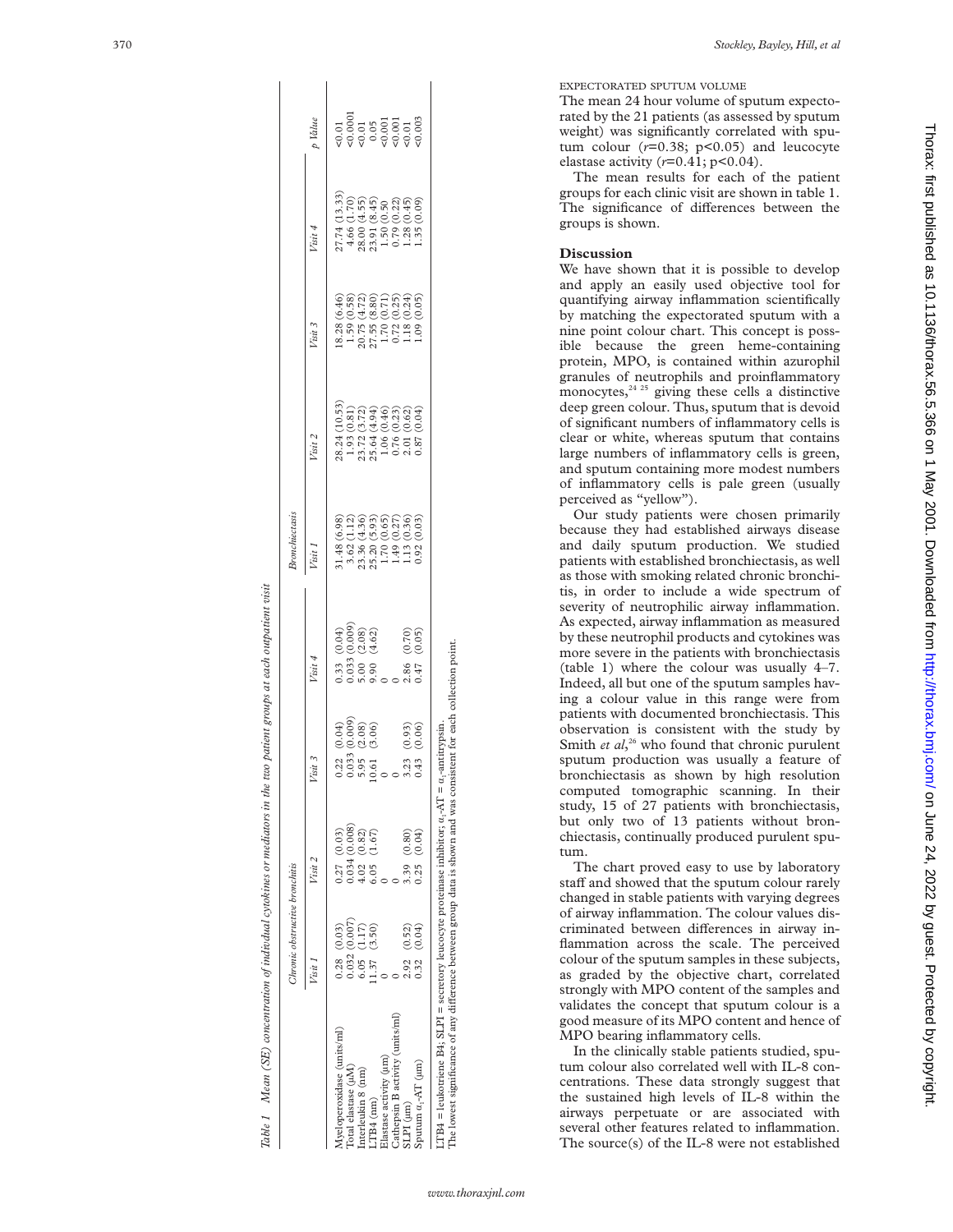Table 1 Mean (SE) concentration of individual cytokines or mediators in the two patient groups at each outpatient visit

| | Chronic obstructive bronchitis | | | | Bronchiectasis | | | | |
|---|---|---|---|---|---|---|---|---|---|
| | Visit 1 | Visit 2 | Visit 3 | Visit 4 | Visit 1 | Visit 2 | Visit 3 | Visit 4 | p Value |
| Myeloperoxidase (units/ml) | 0.28 (0.03) | 0.27 (0.03) | 0.22 (0.04) | 0.33 (0.04) | 31.48 (6.98) | 28.24 (10.53) | 18.28 (6.46) | 27.74 (13.33) | <0.01 |
| Total elastase (µM) | 0.032 (0.007) | 0.034 (0.008) | 0.033 (0.009) | 0.033 (0.009) | 3.62 (1.12) | 1.93 (0.81) | 1.59 (0.58) | 4.66 (1.70) | <0.0001 |
| Interleukin 8 (nm) | 6.05 (1.17) | 4.02 (0.82) | 5.95 (2.08) | 5.00 (2.08) | 23.36 (4.36) | 23.72 (3.72) | 20.75 (4.72) | 28.00 (4.55) | <0.01 |
| LTB4 (nm) | 11.37 (3.50) | 6.05 (1.67) | 10.61 (3.06) | 9.90 (4.62) | 25.20 (5.93) | 25.64 (4.94) | 27.55 (8.80) | 23.91 (8.45) | 0.05 |
| Elastase activity (µm) | 0 | 0 | 0 | 0 | 1.70 (0.65) | 1.06 (0.46) | 1.70 (0.71) | 1.50 (0.50) | <0.001 |
| Cathepsin B activity (units/ml) | 0 | 0 | 0 | 0 | 1.49 (0.27) | 0.76 (0.23) | 0.72 (0.25) | 0.79 (0.22) | <0.001 |
| SLPI (µm) | 2.92 (0.52) | 3.39 (0.80) | 3.23 (0.93) | 2.86 (0.70) | 1.13 (0.36) | 2.01 (0.62) | 1.18 (0.24) | 1.28 (0.45) | <0.01 |
| Sputum $\alpha_1$-AT (µm) | 0.32 (0.04) | 0.25 (0.04) | 0.43 (0.06) | 0.47 (0.05) | 0.92 (0.03) | 0.87 (0.04) | 1.09 (0.05) | 1.35 (0.09) | <0.003 |

LTB4 = leukotriene B4; SLPI = secretory leucocyte proteinase inhibitor; $\alpha_1$-AT = $\alpha_1$-antitrypsin.
The lowest significance of any difference between group data is shown and was consistent for each collection point.

EXPECTORATED SPUTUM VOLUME

The mean 24 hour volume of sputum expectorated by the 21 patients (as assessed by sputum weight) was significantly correlated with sputum colour ($r=0.38$; $p<0.05$) and leucocyte elastase activity ($r=0.41$; $p<0.04$).

The mean results for each of the patient groups for each clinic visit are shown in table 1. The significance of differences between the groups is shown.

## Discussion

We have shown that it is possible to develop and apply an easily used objective tool for quantifying airway inflammation scientifically by matching the expectorated sputum with a nine point colour chart. This concept is possible because the green heme-containing protein, MPO, is contained within azurophil granules of neutrophils and proinflammatory monocytes,[24 25] giving these cells a distinctive deep green colour. Thus, sputum that is devoid of significant numbers of inflammatory cells is clear or white, whereas sputum that contains large numbers of inflammatory cells is green, and sputum containing more modest numbers of inflammatory cells is pale green (usually perceived as "yellow").

Our study patients were chosen primarily because they had established airways disease and daily sputum production. We studied patients with established bronchiectasis, as well as those with smoking related chronic bronchitis, in order to include a wide spectrum of severity of neutrophilic airway inflammation. As expected, airway inflammation as measured by these neutrophil products and cytokines was more severe in the patients with bronchiectasis (table 1) where the colour was usually 4–7. Indeed, all but one of the sputum samples having a colour value in this range were from patients with documented bronchiectasis. This observation is consistent with the study by Smith *et al*,[26] who found that chronic purulent sputum production was usually a feature of bronchiectasis as shown by high resolution computed tomographic scanning. In their study, 15 of 27 patients with bronchiectasis, but only two of 13 patients without bronchiectasis, continually produced purulent sputum.

The chart proved easy to use by laboratory staff and showed that the sputum colour rarely changed in stable patients with varying degrees of airway inflammation. The colour values discriminated between differences in airway inflammation across the scale. The perceived colour of the sputum samples in these subjects, as graded by the objective chart, correlated strongly with MPO content of the samples and validates the concept that sputum colour is a good measure of its MPO content and hence of MPO bearing inflammatory cells.

In the clinically stable patients studied, sputum colour also correlated well with IL-8 concentrations. These data strongly suggest that the sustained high levels of IL-8 within the airways perpetuate or are associated with several other features related to inflammation. The source(s) of the IL-8 were not established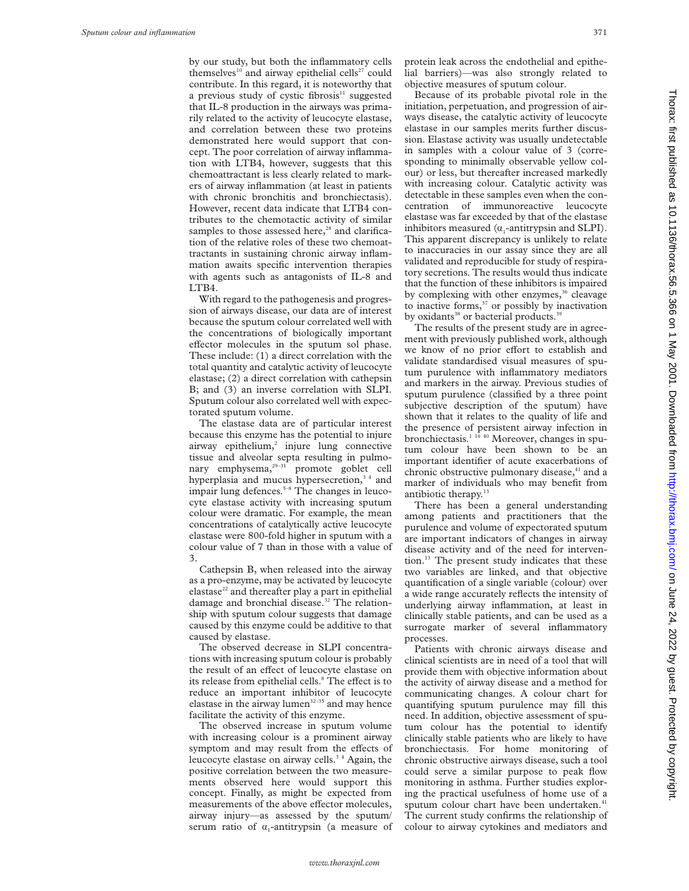by our study, but both the inflammatory cells themselves[10] and airway epithelial cells[27] could contribute. In this regard, it is noteworthy that a previous study of cystic fibrosis[11] suggested that IL-8 production in the airways was primarily related to the activity of leucocyte elastase, and correlation between these two proteins demonstrated here would support that concept. The poor correlation of airway inflammation with LTB4, however, suggests that this chemoattractant is less clearly related to markers of airway inflammation (at least in patients with chronic bronchitis and bronchiectasis). However, recent data indicate that LTB4 contributes to the chemotactic activity of similar samples to those assessed here,[28] and clarification of the relative roles of these two chemoattractants in sustaining chronic airway inflammation awaits specific intervention therapies with agents such as antagonists of IL-8 and LTB4.

With regard to the pathogenesis and progression of airways disease, our data are of interest because the sputum colour correlated well with the concentrations of biologically important effector molecules in the sputum sol phase. These include: (1) a direct correlation with the total quantity and catalytic activity of leucocyte elastase; (2) a direct correlation with cathepsin B; and (3) an inverse correlation with SLPI. Sputum colour also correlated well with expectorated sputum volume.

The elastase data are of particular interest because this enzyme has the potential to injure airway epithelium,[2] injure lung connective tissue and alveolar septa resulting in pulmonary emphysema,[29–31] promote goblet cell hyperplasia and mucus hypersecretion,[3 4] and impair lung defences.[5–8] The changes in leucocyte elastase activity with increasing sputum colour were dramatic. For example, the mean concentrations of catalytically active leucocyte elastase were 800-fold higher in sputum with a colour value of 7 than in those with a value of 3.

Cathepsin B, when released into the airway as a pro-enzyme, may be activated by leucocyte elastase[22] and thereafter play a part in epithelial damage and bronchial disease.[32] The relationship with sputum colour suggests that damage caused by this enzyme could be additive to that caused by elastase.

The observed decrease in SLPI concentrations with increasing sputum colour is probably the result of an effect of leucocyte elastase on its release from epithelial cells.[8] The effect is to reduce an important inhibitor of leucocyte elastase in the airway lumen[32–35] and may hence facilitate the activity of this enzyme.

The observed increase in sputum volume with increasing colour is a prominent airway symptom and may result from the effects of leucocyte elastase on airway cells.[3 4] Again, the positive correlation between the two measurements observed here would support this concept. Finally, as might be expected from measurements of the above effector molecules, airway injury—as assessed by the sputum/serum ratio of $\alpha_1$-antitrypsin (a measure of protein leak across the endothelial and epithelial barriers)—was also strongly related to objective measures of sputum colour.

Because of its probable pivotal role in the initiation, perpetuation, and progression of airways disease, the catalytic activity of leucocyte elastase in our samples merits further discussion. Elastase activity was usually undetectable in samples with a colour value of 3 (corresponding to minimally observable yellow colour) or less, but thereafter increased markedly with increasing colour. Catalytic activity was detectable in these samples even when the concentration of immunoreactive leucocyte elastase was far exceeded by that of the elastase inhibitors measured ($\alpha_1$-antitrypsin and SLPI). This apparent discrepancy is unlikely to relate to inaccuracies in our assay since they are all validated and reproducible for study of respiratory secretions. The results would thus indicate that the function of these inhibitors is impaired by complexing with other enzymes,[36] cleavage to inactive forms,[37] or possibly by inactivation by oxidants[38] or bacterial products.[39]

The results of the present study are in agreement with previously published work, although we know of no prior effort to establish and validate standardised visual measures of sputum purulence with inflammatory mediators and markers in the airway. Previous studies of sputum purulence (classified by a three point subjective description of the sputum) have shown that it relates to the quality of life and the presence of persistent airway infection in bronchiectasis.[1 16 40] Moreover, changes in sputum colour have been shown to be an important identifier of acute exacerbations of chronic obstructive pulmonary disease,[41] and a marker of individuals who may benefit from antibiotic therapy.[13]

There has been a general understanding among patients and practitioners that the purulence and volume of expectorated sputum are important indicators of changes in airway disease activity and of the need for intervention.[13] The present study indicates that these two variables are linked, and that objective quantification of a single variable (colour) over a wide range accurately reflects the intensity of underlying airway inflammation, at least in clinically stable patients, and can be used as a surrogate marker of several inflammatory processes.

Patients with chronic airways disease and clinical scientists are in need of a tool that will provide them with objective information about the activity of airway disease and a method for communicating changes. A colour chart for quantifying sputum purulence may fill this need. In addition, objective assessment of sputum colour has the potential to identify clinically stable patients who are likely to have bronchiectasis. For home monitoring of chronic obstructive airways disease, such a tool could serve a similar purpose to peak flow monitoring in asthma. Further studies exploring the practical usefulness of home use of a sputum colour chart have been undertaken.[41] The current study confirms the relationship of colour to airway cytokines and mediators and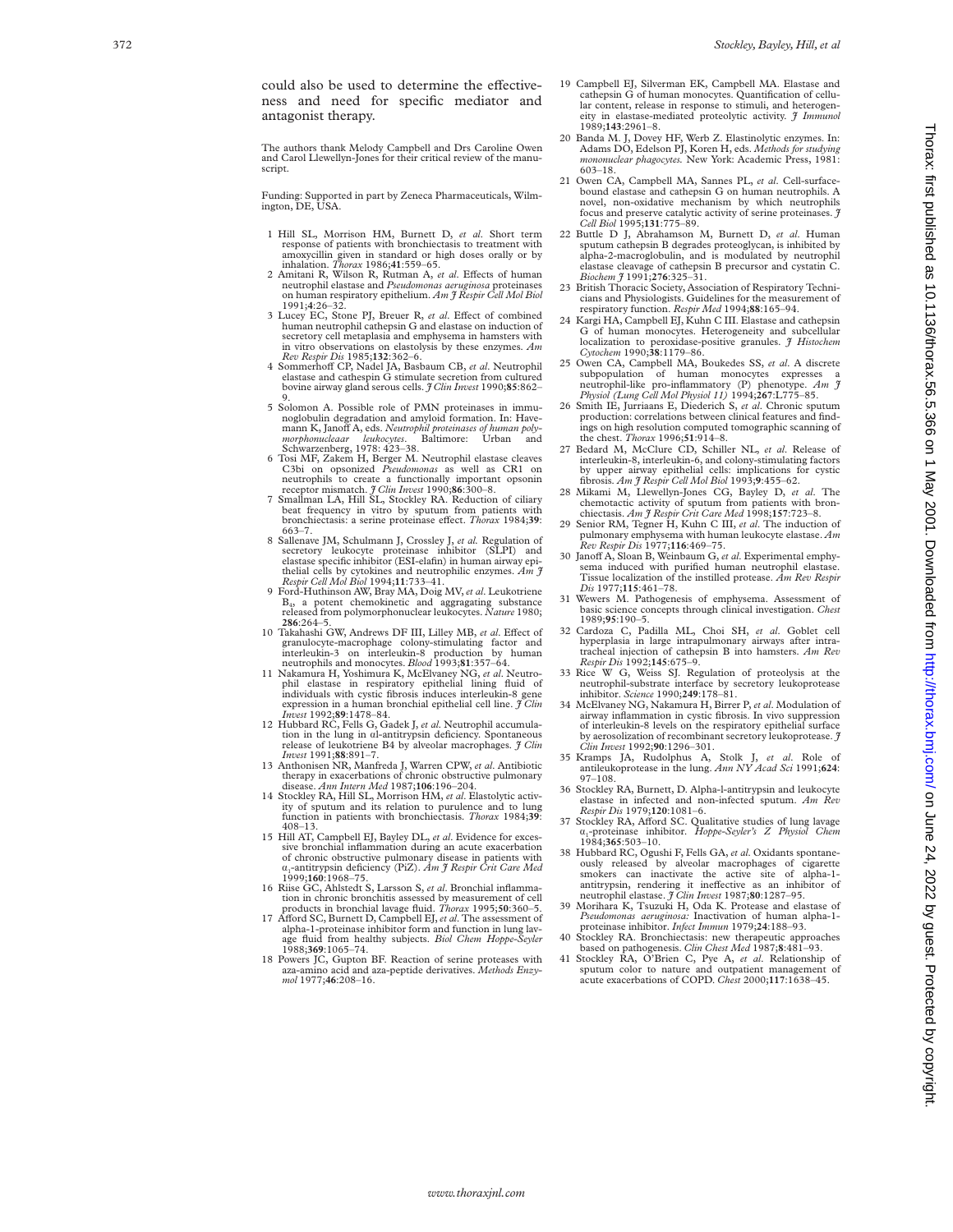could also be used to determine the effectiveness and need for specific mediator and antagonist therapy.

The authors thank Melody Campbell and Drs Caroline Owen and Carol Llewellyn-Jones for their critical review of the manuscript.

Funding: Supported in part by Zeneca Pharmaceuticals, Wilmington, DE, USA.

1 Hill SL, Morrison HM, Burnett D, *et al*. Short term response of patients with bronchiectasis to treatment with amoxycillin given in standard or high doses orally or by inhalation. *Thorax* 1986;**41**:559–65.
2 Amitani R, Wilson R, Rutman A, *et al*. Effects of human neutrophil elastase and *Pseudomonas aeruginosa* proteinases on human respiratory epithelium. *Am J Respir Cell Mol Biol* 1991;**4**:26–32.
3 Lucey EC, Stone PJ, Breuer R, *et al*. Effect of combined human neutrophil cathepsin G and elastase on induction of secretory cell metaplasia and emphysema in hamsters with in vitro observations on elastolysis by these enzymes. *Am Rev Respir Dis* 1985;**132**:362–6.
4 Sommerhoff CP, Nadel JA, Basbaum CB, *et al*. Neutrophil elastase and cathepsin G stimulate secretion from cultured bovine airway gland serous cells. *J Clin Invest* 1990;**85**:862–9.
5 Solomon A. Possible role of PMN proteinases in immunoglobulin degradation and amyloid formation. In: Havemann K, Janoff A, eds. *Neutrophil proteinases of human polymorphonucleaar leukocytes*. Baltimore: Urban and Schwarzenberg, 1978: 423–38.
6 Tosi MF, Zakem H, Berger M. Neutrophil elastase cleaves C3bi on opsonized *Pseudomonas* as well as CR1 on neutrophils to create a functionally important opsonin receptor mismatch. *J Clin Invest* 1990;**86**:300–8.
7 Smallman LA, Hill SL, Stockley RA. Reduction of ciliary beat frequency in vitro by sputum from patients with bronchiectasis: a serine proteinase effect. *Thorax* 1984;**39**:663–7.
8 Sallenave JM, Schulmann J, Crossley J, *et al*. Regulation of secretory leukocyte proteinase inhibitor (SLPI) and elastase specific inhibitor (ESI-elafin) in human airway epithelial cells by cytokines and neutrophilic enzymes. *Am J Respir Cell Mol Biol* 1994;**11**:733–41.
9 Ford-Huthinson AW, Bray MA, Doig MV, *et al*. Leukotriene $B_4$, a potent chemokinetic and aggregating substance released from polymorphonuclear leukocytes. *Nature* 1980; **286**:264–5.
10 Takahashi GW, Andrews DF III, Lilley MB, *et al*. Effect of granulocyte-macrophage colony-stimulating factor and interleukin-3 on interleukin-8 production by human neutrophils and monocytes. *Blood* 1993;**81**:357–64.
11 Nakamura H, Yoshimura K, McElvaney NG, *et al*. Neutrophil elastase in respiratory epithelial lining fluid of individuals with cystic fibrosis induces interleukin-8 gene expression in a human bronchial epithelial cell line. *J Clin Invest* 1992;**89**:1478–84.
12 Hubbard RC, Fells G, Gadek J, *et al*. Neutrophil accumulation in the lung in α1-antitrypsin deficiency. Spontaneous release of leukotriene B4 by alveolar macrophages. *J Clin Invest* 1991;**88**:891–7.
13 Anthonisen NR, Manfreda J, Warren CPW, *et al*. Antibiotic therapy in exacerbations of chronic obstructive pulmonary disease. *Ann Intern Med* 1987;**106**:196–204.
14 Stockley RA, Hill SL, Morrison HM, *et al*. Elastolytic activity of sputum and its relation to purulence and to lung function in patients with bronchiectasis. *Thorax* 1984;**39**:408–13.
15 Hill AT, Campbell EJ, Bayley DL, *et al*. Evidence for excessive bronchial inflammation during an acute exacerbation of chronic obstructive pulmonary disease in patients with $\alpha_1$-antitrypsin deficiency (PiZ). *Am J Respir Crit Care Med* 1999;**160**:1968–75.
16 Riise GC, Ahlstedt S, Larsson S, *et al*. Bronchial inflammation in chronic bronchitis assessed by measurement of cell products in bronchial lavage fluid. *Thorax* 1995;**50**:360–5.
17 Afford SC, Burnett D, Campbell EJ, *et al*. The assessment of alpha-1-proteinase inhibitor form and function in lung lavage fluid from healthy subjects. *Biol Chem Hoppe-Seyler* 1988;**369**:1065–74.
18 Powers JC, Gupton BF. Reaction of serine proteases with aza-amino acid and aza-peptide derivatives. *Methods Enzymol* 1977;**46**:208–16.
19 Campbell EJ, Silverman EK, Campbell MA. Elastase and cathepsin G of human monocytes. Quantification of cellular content, release in response to stimuli, and heterogeneity in elastase-mediated proteolytic activity. *J Immunol* 1989;**143**:2961–8.
20 Banda M. J, Dovey HF, Werb Z. Elastinolytic enzymes. In: Adams DO, Edelson PJ, Koren H, eds. *Methods for studying mononuclear phagocytes.* New York: Academic Press, 1981: 603–18.
21 Owen CA, Campbell MA, Sannes PL, *et al*. Cell-surface-bound elastase and cathepsin G on human neutrophils. A novel, non-oxidative mechanism by which neutrophils focus and preserve catalytic activity of serine proteinases. *J Cell Biol* 1995;**131**:775–89.
22 Buttle D J, Abrahamson M, Burnett D, *et al*. Human sputum cathepsin B degrades proteoglycan, is inhibited by alpha-2-macroglobulin, and is modulated by neutrophil elastase cleavage of cathepsin B precursor and cystatin C. *Biochem J* 1991;**276**:325–31.
23 British Thoracic Society, Association of Respiratory Technicians and Physiologists. Guidelines for the measurement of respiratory function. *Respir Med* 1994;**88**:165–94.
24 Kargi HA, Campbell EJ, Kuhn C III. Elastase and cathepsin G of human monocytes. Heterogeneity and subcellular localization to peroxidase-positive granules. *J Histochem Cytochem* 1990;**38**:1179–86.
25 Owen CA, Campbell MA, Boukedes SS, *et al*. A discrete subpopulation of human monocytes expresses a neutrophil-like pro-inflammatory (P) phenotype. *Am J Physiol (Lung Cell Mol Physiol 11)* 1994;**267**:L775–85.
26 Smith IE, Jurriaans E, Diederich S, *et al*. Chronic sputum production: correlations between clinical features and findings on high resolution computed tomographic scanning of the chest. *Thorax* 1996;**51**:914–8.
27 Bedard M, McClure CD, Schiller NL, *et al*. Release of interleukin-8, interleukin-6, and colony-stimulating factors by upper airway epithelial cells: implications for cystic fibrosis. *Am J Respir Cell Mol Biol* 1993;**9**:455–62.
28 Mikami M, Llewellyn-Jones CG, Bayley D, *et al*. The chemotactic activity of sputum from patients with bronchiectasis. *Am J Respir Crit Care Med* 1998;**157**:723–8.
29 Senior RM, Tegner H, Kuhn C III, *et al*. The induction of pulmonary emphysema with human leukocyte elastase. *Am Rev Respir Dis* 1977;**116**:469–75.
30 Janoff A, Sloan B, Weinbaum G, *et al*. Experimental emphysema induced with purified human neutrophil elastase. Tissue localization of the instilled protease. *Am Rev Respir Dis* 1977;**115**:461–78.
31 Wewers M. Pathogenesis of emphysema. Assessment of basic science concepts through clinical investigation. *Chest* 1989;**95**:190–5.
32 Cardoza C, Padilla ML, Choi SH, *et al*. Goblet cell hyperplasia in large intrapulmonary airways after intratracheal injection of cathepsin B into hamsters. *Am Rev Respir Dis* 1992;**145**:675–9.
33 Rice W G, Weiss SJ. Regulation of proteolysis at the neutrophil-substrate interface by secretory leukoprotease inhibitor. *Science* 1990;**249**:178–81.
34 McElvaney NG, Nakamura H, Birrer P, *et al*. Modulation of airway inflammation in cystic fibrosis. In vivo suppression of interleukin-8 levels on the respiratory epithelial surface by aerosolization of recombinant secretory leukoprotease. *J Clin Invest* 1992;**90**:1296–301.
35 Kramps JA, Rudolphus A, Stolk J, *et al*. Role of antileukoprotease in the lung. *Ann NY Acad Sci* 1991;**624**: 97–108.
36 Stockley RA, Burnett, D. Alpha-l-antitrypsin and leukocyte elastase in infected and non-infected sputum. *Am Rev Respir Dis* 1979;**120**:1081–6.
37 Stockley RA, Afford SC. Qualitative studies of lung lavage $\alpha_1$-proteinase inhibitor. *Hoppe-Seyler's Z Physiol Chem* 1984;**365**:503–10.
38 Hubbard RC, Ogushi F, Fells GA, *et al*. Oxidants spontaneously released by alveolar macrophages of cigarette smokers can inactivate the active site of alpha-1-antitrypsin, rendering it ineffective as an inhibitor of neutrophil elastase. *J Clin Invest* 1987;**80**:1287–95.
39 Morihara K, Tsuzuki H, Oda K. Protease and elastase of *Pseudomonas aeruginosa:* Inactivation of human alpha-1-proteinase inhibitor. *Infect Immun* 1979;**24**:188–93.
40 Stockley RA. Bronchiectasis: new therapeutic approaches based on pathogenesis. *Clin Chest Med* 1987;**8**:481–93.
41 Stockley RA, O'Brien C, Pye A, *et al*. Relationship of sputum color to nature and outpatient management of acute exacerbations of COPD. *Chest* 2000;**117**:1638–45.